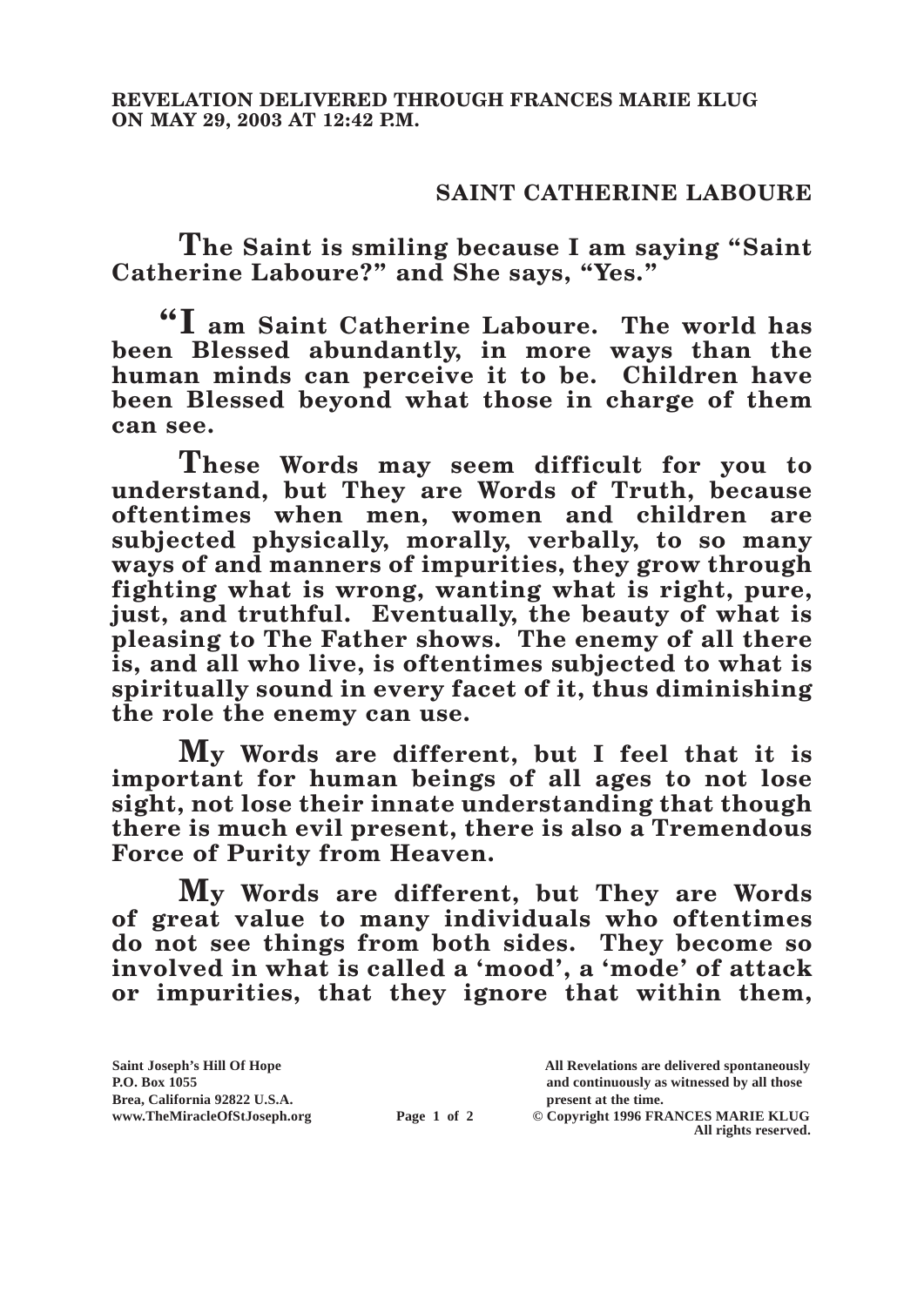**REVELATION DELIVERED THROUGH FRANCES MARIE KLUG ON MAY 29, 2003 AT 12:42 P.M.**

## SAINT CATHERINE LABOURE

**The Saint is smiling because I am saying "Saint Catherine Laboure?" and She says, "Yes."**

**"I am Saint Catherine Laboure. The world has been Blessed abundantly, in more ways than the human minds can perceive it to be. Children have been Blessed beyond what those in charge of them can see.**

**These Words may seem difficult for you to understand, but They are Words of Truth, because oftentimes when men, women and children are subjected physically, morally, verbally, to so many ways of and manners of impurities, they grow through fighting what is wrong, wanting what is right, pure, just, and truthful. Eventually, the beauty of what is pleasing to The Father shows. The enemy of all there is, and all who live, is oftentimes subjected to what is spiritually sound in every facet of it, thus diminishing the role the enemy can use.**

**My Words are different, but I feel that it is important for human beings of all ages to not lose sight, not lose their innate understanding that though there is much evil present, there is also a Tremendous Force of Purity from Heaven.**

**My Words are different, but They are Words of great value to many individuals who oftentimes do not see things from both sides. They become so involved in what is called a 'mood', a 'mode' of attack or impurities, that they ignore that within them,**

Saint Joseph's Hill Of Hope
P.O. Box 1055
Brea, California 92822 U.S.A.
www.TheMiracleOfStJoseph.org

All Revelations are delivered spontaneously and continuously as witnessed by all those present at the time.
© Copyright 1996 FRANCES MARIE KLUG
All rights reserved.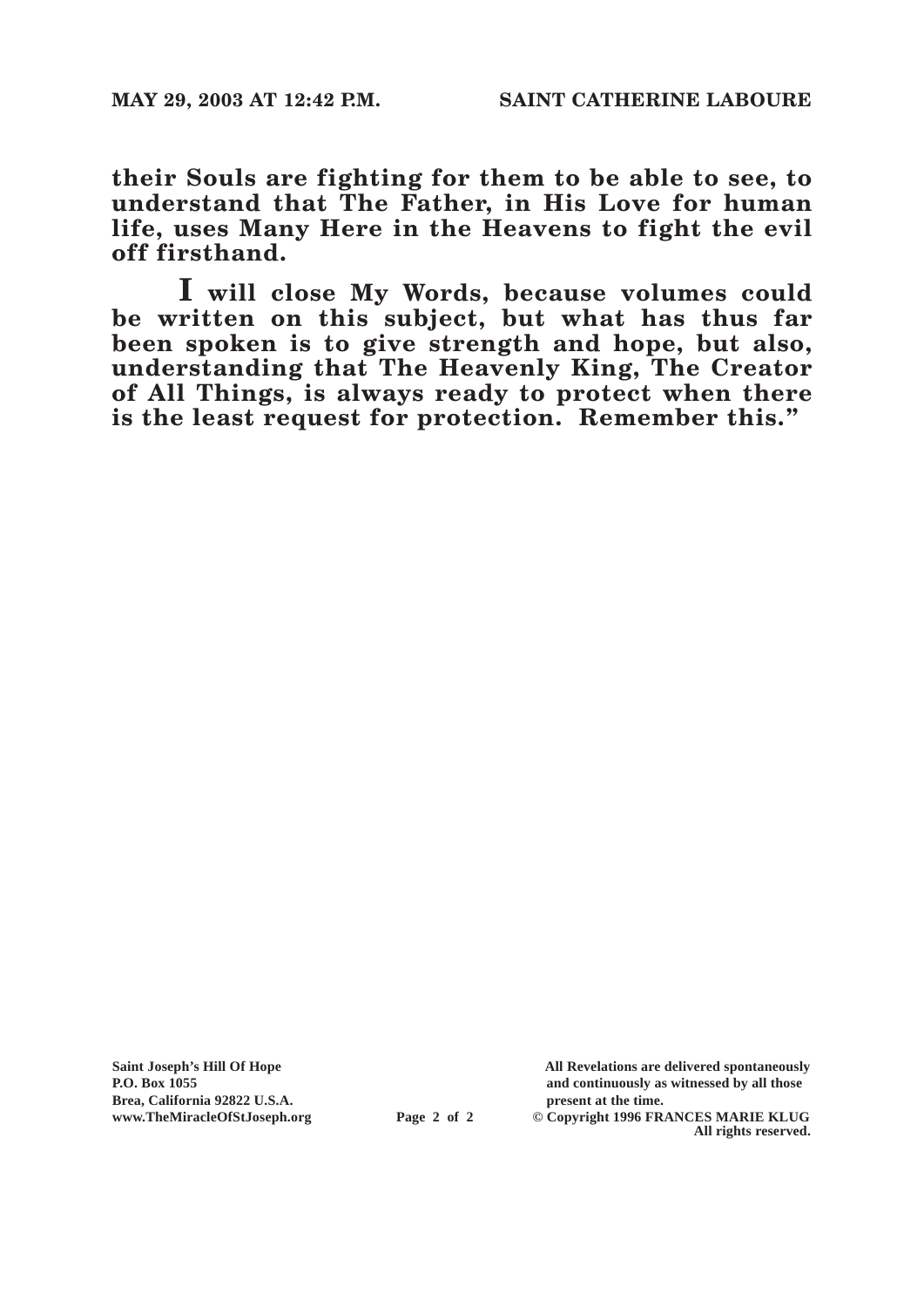**their Souls are fighting for them to be able to see, to understand that The Father, in His Love for human life, uses Many Here in the Heavens to fight the evil off firsthand.**

**I will close My Words, because volumes could be written on this subject, but what has thus far been spoken is to give strength and hope, but also, understanding that The Heavenly King, The Creator of All Things, is always ready to protect when there is the least request for protection. Remember this."**